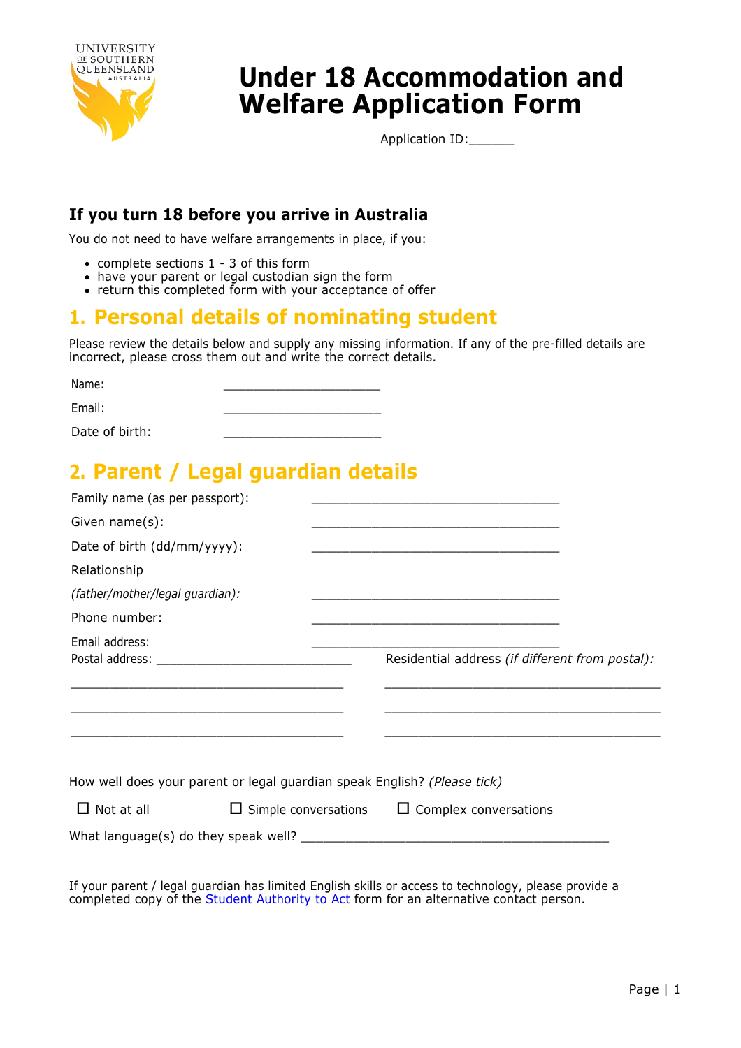# Under 18 Accommodation and Welfare Application Form

Application ID:______

### If you turn 18 before you arrive in Australia

You do not need to have welfare arrangements in place, if you:

- complete sections 1 - 3 of this form
- have your parent or legal custodian sign the form
- return this completed form with your acceptance of offer

## 1. Personal details of nominating student

Please review the details below and supply any missing information. If any of the pre-filled details are incorrect, please cross them out and write the correct details.

Name: ______________________

Email: ______________________

Date of birth: ______________________

## 2. Parent / Legal guardian details

Family name (as per passport): ___________________________________

Given name(s): ___________________________________

Date of birth (dd/mm/yyyy): ___________________________________

Relationship *(father/mother/legal guardian):* ___________________________________

Phone number: ___________________________________

Email address: ___________________________________

Postal address: ____________________________

______________________________________

______________________________________

______________________________________

Residential address *(if different from postal):*

______________________________________

______________________________________

______________________________________

How well does your parent or legal guardian speak English? *(Please tick)*

☐ Not at all ☐ Simple conversations ☐ Complex conversations

What language(s) do they speak well? ____________________________________________

If your parent / legal guardian has limited English skills or access to technology, please provide a completed copy of the Student Authority to Act form for an alternative contact person.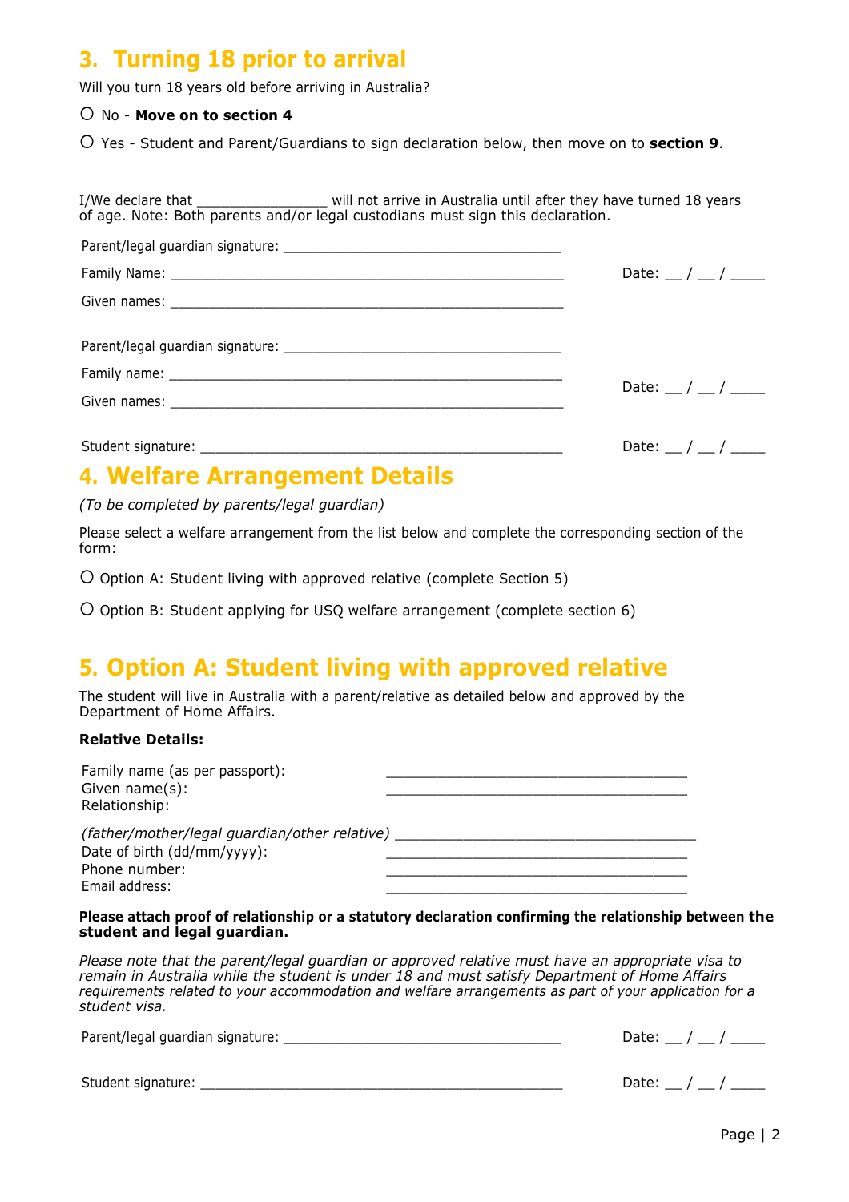## 3. Turning 18 prior to arrival

Will you turn 18 years old before arriving in Australia?

○ No - **Move on to section 4**

○ Yes - Student and Parent/Guardians to sign declaration below, then move on to **section 9**.

I/We declare that _______________ will not arrive in Australia until after they have turned 18 years of age. Note: Both parents and/or legal custodians must sign this declaration.

Parent/legal guardian signature: ________________________________

Family Name: ______________________________________________ Date: __ / __ / ____

Given names: ______________________________________________

Parent/legal guardian signature: ________________________________

Family name: ______________________________________________ Date: __ / __ / ____

Given names: ______________________________________________

Student signature: __________________________________________ Date: __ / __ / ____

## 4. Welfare Arrangement Details

*(To be completed by parents/legal guardian)*

Please select a welfare arrangement from the list below and complete the corresponding section of the form:

○ Option A: Student living with approved relative (complete Section 5)

○ Option B: Student applying for USQ welfare arrangement (complete section 6)

## 5. Option A: Student living with approved relative

The student will live in Australia with a parent/relative as detailed below and approved by the Department of Home Affairs.

**Relative Details:**

Family name (as per passport): ___________________________________
Given name(s): ___________________________________
Relationship:

*(father/mother/legal guardian/other relative)* ___________________________________
Date of birth (dd/mm/yyyy): ___________________________________
Phone number: ___________________________________
Email address: ___________________________________

**Please attach proof of relationship or a statutory declaration confirming the relationship between the student and legal guardian.**

*Please note that the parent/legal guardian or approved relative must have an appropriate visa to remain in Australia while the student is under 18 and must satisfy Department of Home Affairs requirements related to your accommodation and welfare arrangements as part of your application for a student visa.*

Parent/legal guardian signature: ________________________________ Date: __ / __ / ____

Student signature: __________________________________________ Date: __ / __ / ____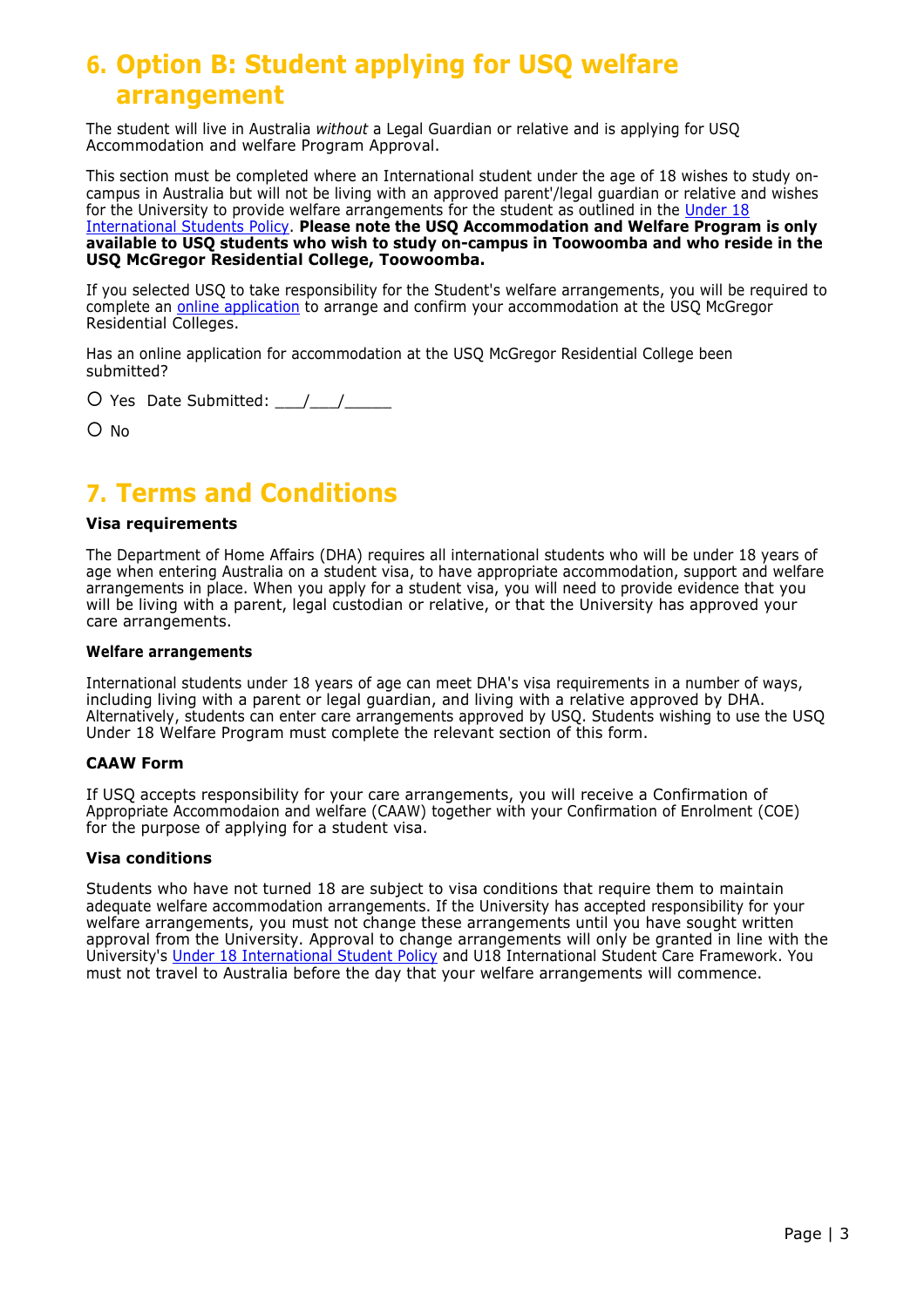## 6. Option B: Student applying for USQ welfare arrangement

The student will live in Australia *without* a Legal Guardian or relative and is applying for USQ Accommodation and welfare Program Approval.

This section must be completed where an International student under the age of 18 wishes to study on-campus in Australia but will not be living with an approved parent'/legal guardian or relative and wishes for the University to provide welfare arrangements for the student as outlined in the Under 18 International Students Policy. **Please note the USQ Accommodation and Welfare Program is only available to USQ students who wish to study on-campus in Toowoomba and who reside in the USQ McGregor Residential College, Toowoomba.**

If you selected USQ to take responsibility for the Student's welfare arrangements, you will be required to complete an online application to arrange and confirm your accommodation at the USQ McGregor Residential Colleges.

Has an online application for accommodation at the USQ McGregor Residential College been submitted?

○ Yes  Date Submitted: ___/___/_____

○ No

## 7. Terms and Conditions

**Visa requirements**

The Department of Home Affairs (DHA) requires all international students who will be under 18 years of age when entering Australia on a student visa, to have appropriate accommodation, support and welfare arrangements in place. When you apply for a student visa, you will need to provide evidence that you will be living with a parent, legal custodian or relative, or that the University has approved your care arrangements.

**Welfare arrangements**

International students under 18 years of age can meet DHA's visa requirements in a number of ways, including living with a parent or legal guardian, and living with a relative approved by DHA. Alternatively, students can enter care arrangements approved by USQ. Students wishing to use the USQ Under 18 Welfare Program must complete the relevant section of this form.

**CAAW Form**

If USQ accepts responsibility for your care arrangements, you will receive a Confirmation of Appropriate Accommodaion and welfare (CAAW) together with your Confirmation of Enrolment (COE) for the purpose of applying for a student visa.

**Visa conditions**

Students who have not turned 18 are subject to visa conditions that require them to maintain adequate welfare accommodation arrangements. If the University has accepted responsibility for your welfare arrangements, you must not change these arrangements until you have sought written approval from the University. Approval to change arrangements will only be granted in line with the University's Under 18 International Student Policy and U18 International Student Care Framework. You must not travel to Australia before the day that your welfare arrangements will commence.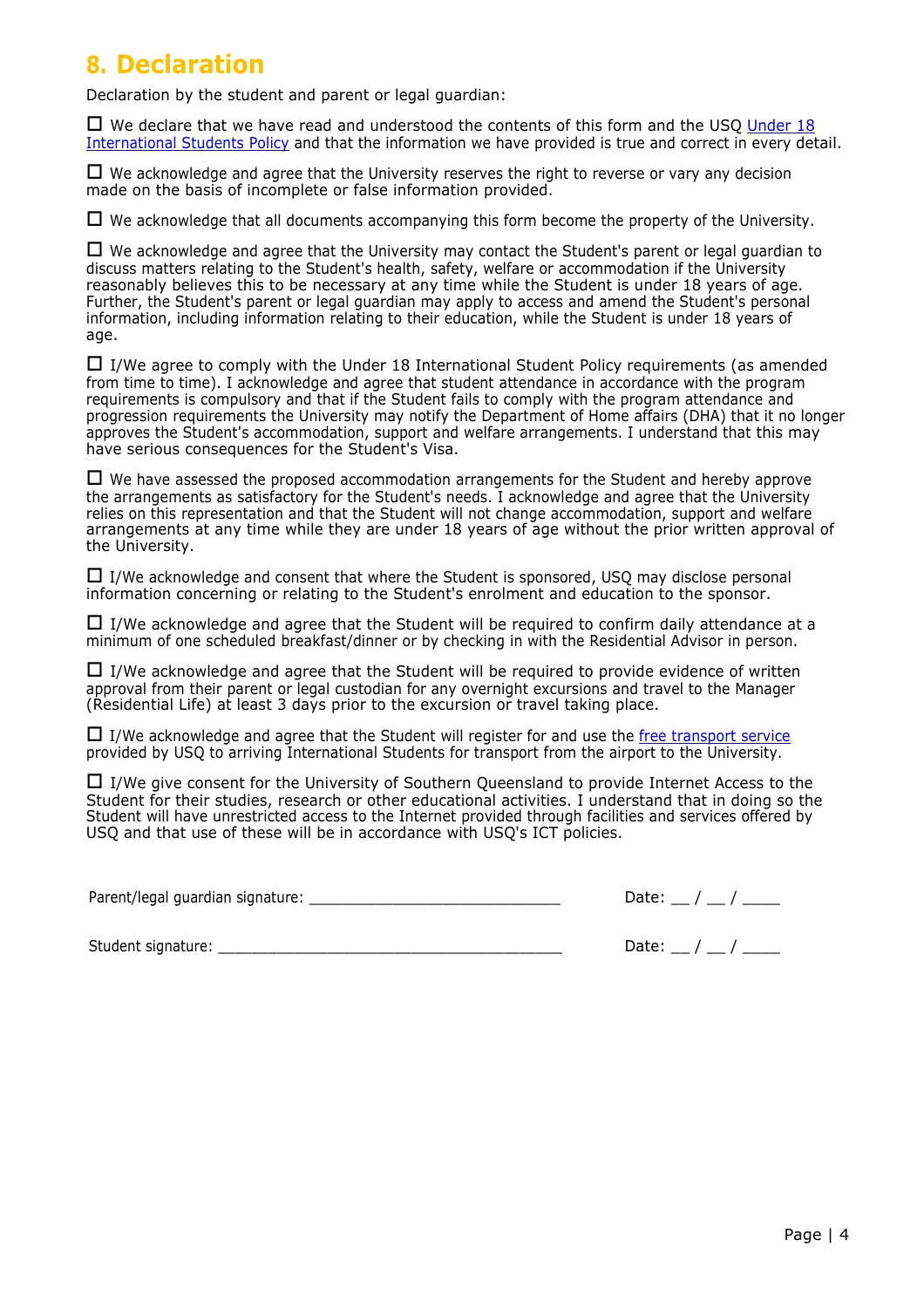## 8. Declaration

Declaration by the student and parent or legal guardian:

☐ We declare that we have read and understood the contents of this form and the USQ [Under 18 International Students Policy]() and that the information we have provided is true and correct in every detail.

☐ We acknowledge and agree that the University reserves the right to reverse or vary any decision made on the basis of incomplete or false information provided.

☐ We acknowledge that all documents accompanying this form become the property of the University.

☐ We acknowledge and agree that the University may contact the Student's parent or legal guardian to discuss matters relating to the Student's health, safety, welfare or accommodation if the University reasonably believes this to be necessary at any time while the Student is under 18 years of age. Further, the Student's parent or legal guardian may apply to access and amend the Student's personal information, including information relating to their education, while the Student is under 18 years of age.

☐ I/We agree to comply with the Under 18 International Student Policy requirements (as amended from time to time). I acknowledge and agree that student attendance in accordance with the program requirements is compulsory and that if the Student fails to comply with the program attendance and progression requirements the University may notify the Department of Home affairs (DHA) that it no longer approves the Student's accommodation, support and welfare arrangements. I understand that this may have serious consequences for the Student's Visa.

☐ We have assessed the proposed accommodation arrangements for the Student and hereby approve the arrangements as satisfactory for the Student's needs. I acknowledge and agree that the University relies on this representation and that the Student will not change accommodation, support and welfare arrangements at any time while they are under 18 years of age without the prior written approval of the University.

☐ I/We acknowledge and consent that where the Student is sponsored, USQ may disclose personal information concerning or relating to the Student's enrolment and education to the sponsor.

☐ I/We acknowledge and agree that the Student will be required to confirm daily attendance at a minimum of one scheduled breakfast/dinner or by checking in with the Residential Advisor in person.

☐ I/We acknowledge and agree that the Student will be required to provide evidence of written approval from their parent or legal custodian for any overnight excursions and travel to the Manager (Residential Life) at least 3 days prior to the excursion or travel taking place.

☐ I/We acknowledge and agree that the Student will register for and use the [free transport service]() provided by USQ to arriving International Students for transport from the airport to the University.

☐ I/We give consent for the University of Southern Queensland to provide Internet Access to the Student for their studies, research or other educational activities. I understand that in doing so the Student will have unrestricted access to the Internet provided through facilities and services offered by USQ and that use of these will be in accordance with USQ's ICT policies.

Parent/legal guardian signature: ______________________________ Date: __ / __ / ____

Student signature: ________________________________________ Date: __ / __ / ____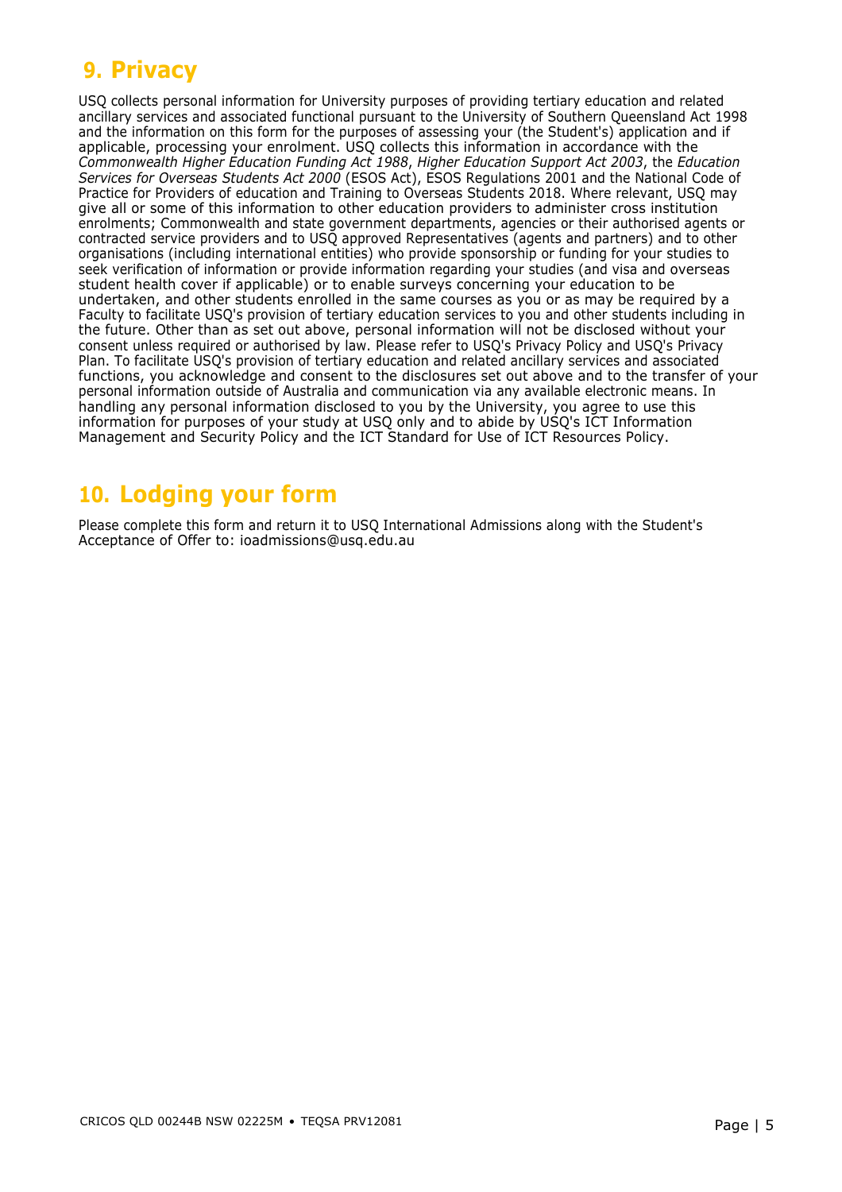## 9. Privacy

USQ collects personal information for University purposes of providing tertiary education and related ancillary services and associated functional pursuant to the University of Southern Queensland Act 1998 and the information on this form for the purposes of assessing your (the Student's) application and if applicable, processing your enrolment. USQ collects this information in accordance with the *Commonwealth Higher Education Funding Act 1988*, *Higher Education Support Act 2003*, the *Education Services for Overseas Students Act 2000* (ESOS Act), ESOS Regulations 2001 and the National Code of Practice for Providers of education and Training to Overseas Students 2018. Where relevant, USQ may give all or some of this information to other education providers to administer cross institution enrolments; Commonwealth and state government departments, agencies or their authorised agents or contracted service providers and to USQ approved Representatives (agents and partners) and to other organisations (including international entities) who provide sponsorship or funding for your studies to seek verification of information or provide information regarding your studies (and visa and overseas student health cover if applicable) or to enable surveys concerning your education to be undertaken, and other students enrolled in the same courses as you or as may be required by a Faculty to facilitate USQ's provision of tertiary education services to you and other students including in the future. Other than as set out above, personal information will not be disclosed without your consent unless required or authorised by law. Please refer to USQ's Privacy Policy and USQ's Privacy Plan. To facilitate USQ's provision of tertiary education and related ancillary services and associated functions, you acknowledge and consent to the disclosures set out above and to the transfer of your personal information outside of Australia and communication via any available electronic means. In handling any personal information disclosed to you by the University, you agree to use this information for purposes of your study at USQ only and to abide by USQ's ICT Information Management and Security Policy and the ICT Standard for Use of ICT Resources Policy.

## 10. Lodging your form

Please complete this form and return it to USQ International Admissions along with the Student's Acceptance of Offer to: ioadmissions@usq.edu.au

CRICOS QLD 00244B NSW 02225M • TEQSA PRV12081